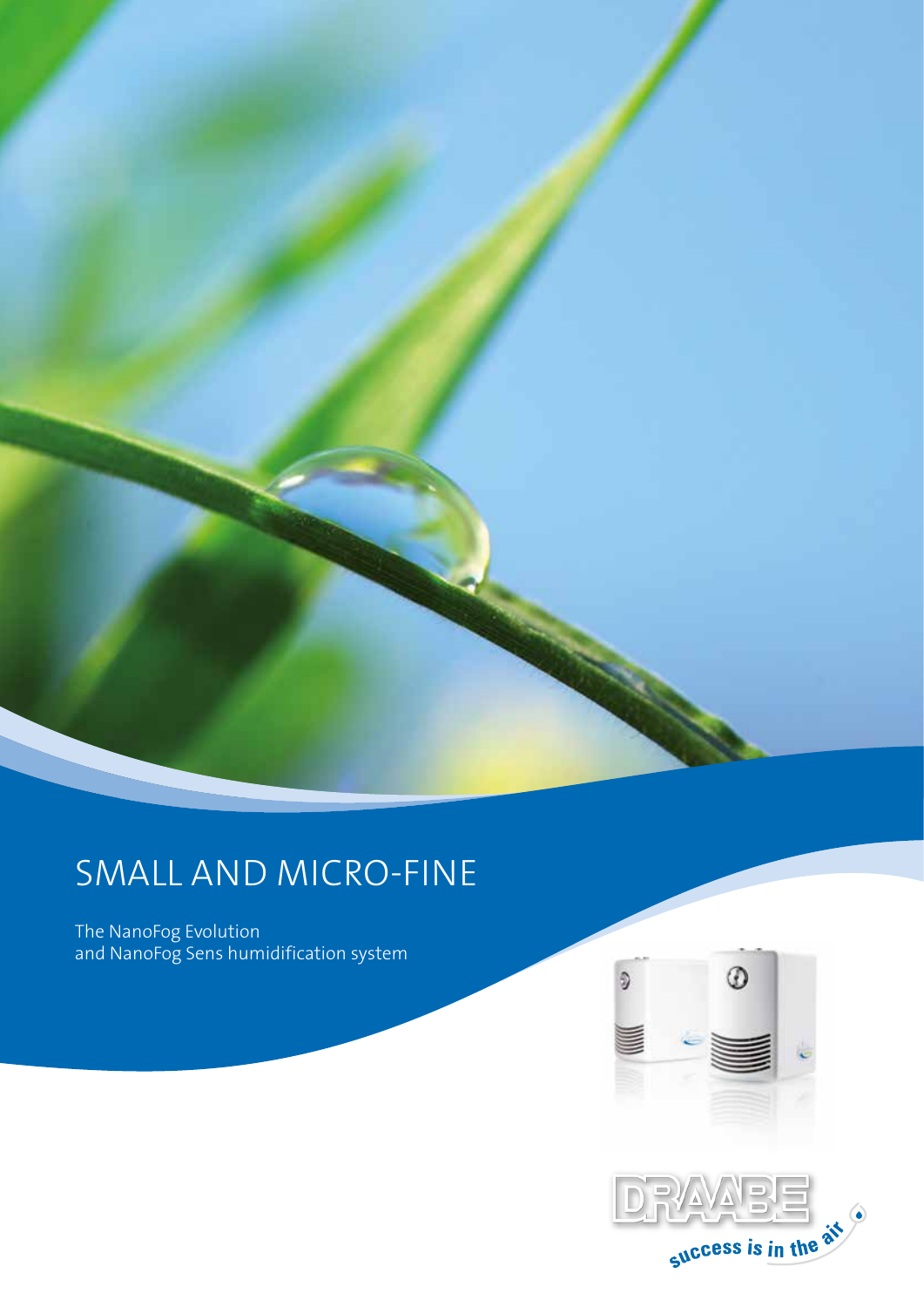# SMALL AND MICRO-FINE

The NanoFog Evolution
and NanoFog Sens humidification system

DRAABE

success is in the air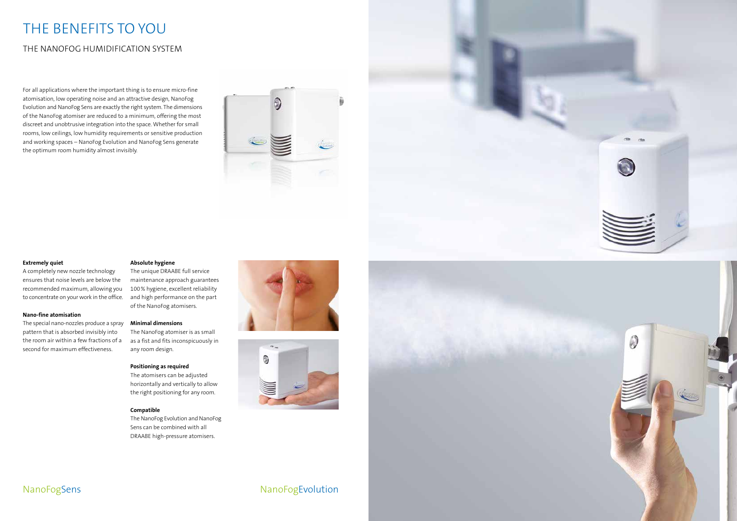# THE BENEFITS TO YOU

## THE NANOFOG HUMIDIFICATION SYSTEM

For all applications where the important thing is to ensure micro-fine atomisation, low operating noise and an attractive design, NanoFog Evolution and NanoFog Sens are exactly the right system. The dimensions of the NanoFog atomiser are reduced to a minimum, offering the most discreet and unobtrusive integration into the space. Whether for small rooms, low ceilings, low humidity requirements or sensitive production and working spaces – NanoFog Evolution and NanoFog Sens generate the optimum room humidity almost invisibly.

**Extremely quiet**

A completely new nozzle technology ensures that noise levels are below the recommended maximum, allowing you to concentrate on your work in the office.

**Nano-fine atomisation**

The special nano-nozzles produce a spray pattern that is absorbed invisibly into the room air within a few fractions of a second for maximum effectiveness.

**Absolute hygiene**

The unique DRAABE full service maintenance approach guarantees 100 % hygiene, excellent reliability and high performance on the part of the NanoFog atomisers.

**Minimal dimensions**

The NanoFog atomiser is as small as a fist and fits inconspicuously in any room design.

**Positioning as required**

The atomisers can be adjusted horizontally and vertically to allow the right positioning for any room.

**Compatible**

The NanoFog Evolution and NanoFog Sens can be combined with all DRAABE high-pressure atomisers.

NanoFogSens

NanoFogEvolution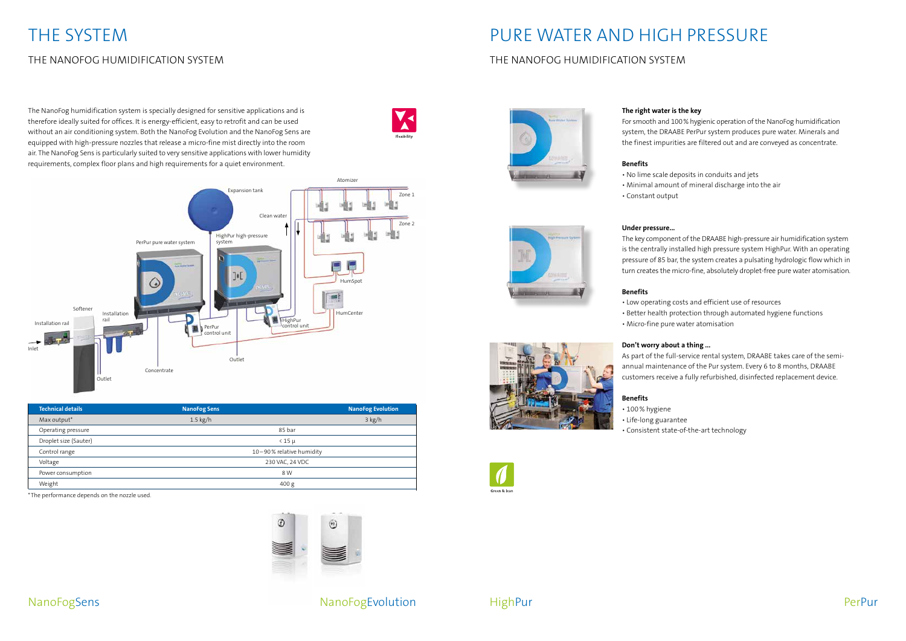# THE SYSTEM

## THE NANOFOG HUMIDIFICATION SYSTEM

The NanoFog humidification system is specially designed for sensitive applications and is therefore ideally suited for offices. It is energy-efficient, easy to retrofit and can be used without an air conditioning system. Both the NanoFog Evolution and the NanoFog Sens are equipped with high-pressure nozzles that release a micro-fine mist directly into the room air. The NanoFog Sens is particularly suited to very sensitive applications with lower humidity requirements, complex floor plans and high requirements for a quiet environment.

Flexibility

| Technical details | NanoFog Sens | NanoFog Evolution |
|---|---|---|
| Max output* | 1.5 kg/h | 3 kg/h |
| Operating pressure | 85 bar | |
| Droplet size (Sauter) | < 15 µ | |
| Control range | 10 – 90 % relative humidity | |
| Voltage | 230 VAC, 24 VDC | |
| Power consumption | 8 W | |
| Weight | 400 g | |

*The performance depends on the nozzle used.

NanoFogSens NanoFogEvolution

# PURE WATER AND HIGH PRESSURE

## THE NANOFOG HUMIDIFICATION SYSTEM

**The right water is the key**

For smooth and 100 % hygienic operation of the NanoFog humidification system, the DRAABE PerPur system produces pure water. Minerals and the finest impurities are filtered out and are conveyed as concentrate.

**Benefits**

- No lime scale deposits in conduits and jets
- Minimal amount of mineral discharge into the air
- Constant output

**Under pressure...**

The key component of the DRAABE high-pressure air humidification system is the centrally installed high pressure system HighPur. With an operating pressure of 85 bar, the system creates a pulsating hydrologic flow which in turn creates the micro-fine, absolutely droplet-free pure water atomisation.

**Benefits**

- Low operating costs and efficient use of resources
- Better health protection through automated hygiene functions
- Micro-fine pure water atomisation

**Don't worry about a thing ...**

As part of the full-service rental system, DRAABE takes care of the semi-annual maintenance of the Pur system. Every 6 to 8 months, DRAABE customers receive a fully refurbished, disinfected replacement device.

**Benefits**

- 100 % hygiene
- Life-long guarantee
- Consistent state-of-the-art technology

Green & lean

HighPur PerPur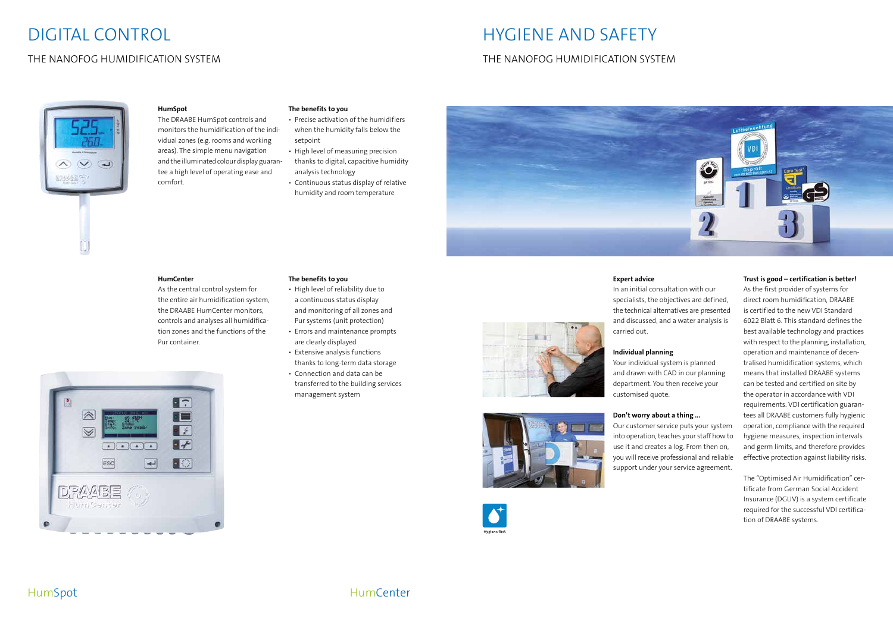# DIGITAL CONTROL

## THE NANOFOG HUMIDIFICATION SYSTEM

**HumSpot**

The DRAABE HumSpot controls and monitors the humidification of the individual zones (e.g. rooms and working areas). The simple menu navigation and the illuminated colour display guarantee a high level of operating ease and comfort.

**The benefits to you**

- Precise activation of the humidifiers when the humidity falls below the setpoint
- High level of measuring precision thanks to digital, capacitive humidity analysis technology
- Continuous status display of relative humidity and room temperature

**HumCenter**

As the central control system for the entire air humidification system, the DRAABE HumCenter monitors, controls and analyses all humidification zones and the functions of the Pur container.

**The benefits to you**

- High level of reliability due to a continuous status display and monitoring of all zones and Pur systems (unit protection)
- Errors and maintenance prompts are clearly displayed
- Extensive analysis functions thanks to long-term data storage
- Connection and data can be transferred to the building services management system

HumSpot

HumCenter

# HYGIENE AND SAFETY

## THE NANOFOG HUMIDIFICATION SYSTEM

**Expert advice**

In an initial consultation with our specialists, the objectives are defined, the technical alternatives are presented and discussed, and a water analysis is carried out.

**Individual planning**

Your individual system is planned and drawn with CAD in our planning department. You then receive your customised quote.

**Don't worry about a thing ...**

Our customer service puts your system into operation, teaches your staff how to use it and creates a log. From then on, you will receive professional and reliable support under your service agreement.

**Trust is good – certification is better!**

As the first provider of systems for direct room humidification, DRAABE is certified to the new VDI Standard 6022 Blatt 6. This standard defines the best available technology and practices with respect to the planning, installation, operation and maintenance of decentralised humidification systems, which means that installed DRAABE systems can be tested and certified on site by the operator in accordance with VDI requirements. VDI certification guarantees all DRAABE customers fully hygienic operation, compliance with the required hygiene measures, inspection intervals and germ limits, and therefore provides effective protection against liability risks.

The "Optimised Air Humidification" certificate from German Social Accident Insurance (DGUV) is a system certificate required for the successful VDI certification of DRAABE systems.

Hygiene first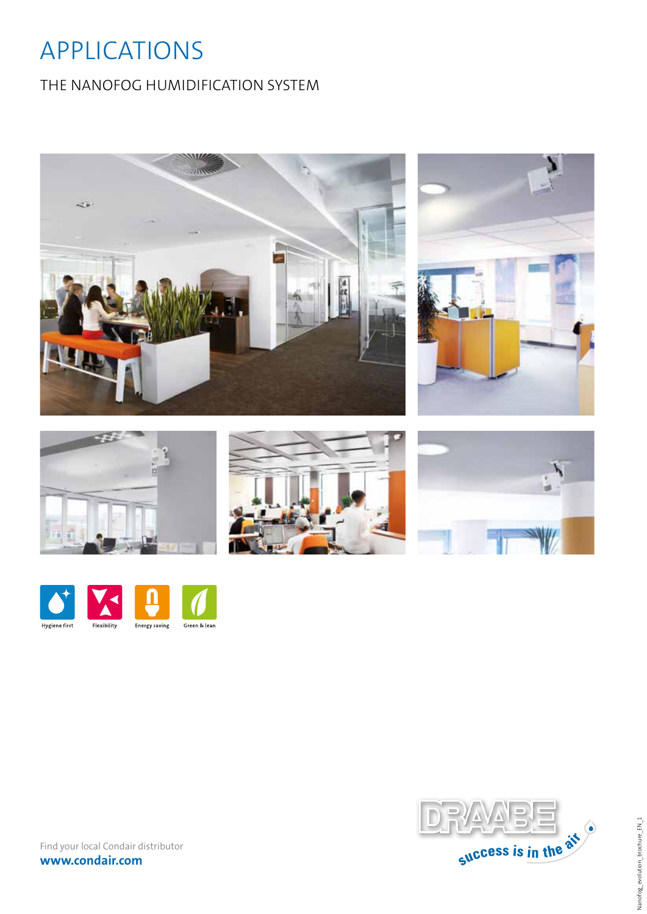# APPLICATIONS

## THE NANOFOG HUMIDIFICATION SYSTEM

Hygiene first

Flexibility

Energy saving

Green & lean

Find your local Condair distributor
**www.condair.com**

DRAABE
success is in the air

Nanofog_evolution_brochure_EN_1